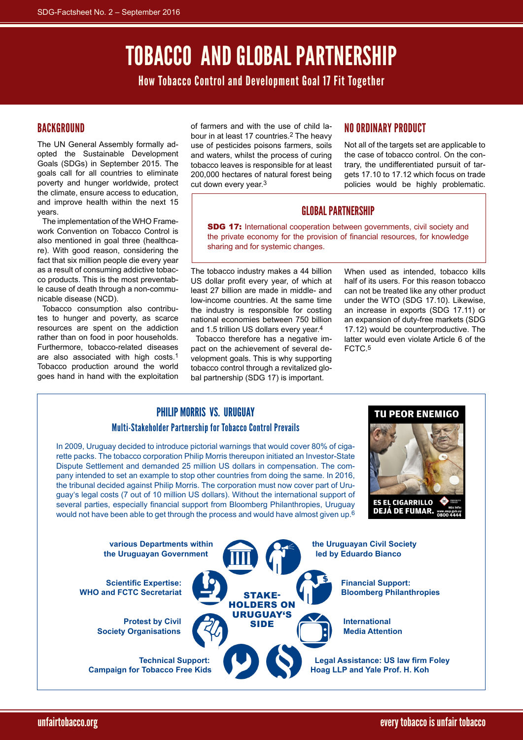SDG-Factsheet No. 2 – September 2016

# TOBACCO AND GLOBAL PARTNERSHIP

## How Tobacco Control and Development Goal 17 Fit Together

### BACKGROUND

The UN General Assembly formally adopted the Sustainable Development Goals (SDGs) in September 2015. The goals call for all countries to eliminate poverty and hunger worldwide, protect the climate, ensure access to education, and improve health within the next 15 years.

The implementation of the WHO Framework Convention on Tobacco Control is also mentioned in goal three (healthcare). With good reason, considering the fact that six million people die every year as a result of consuming addictive tobacco products. This is the most preventable cause of death through a non-communicable disease (NCD).

Tobacco consumption also contributes to hunger and poverty, as scarce resources are spent on the addiction rather than on food in poor households. Furthermore, tobacco-related diseases are also associated with high costs.[1] Tobacco production around the world goes hand in hand with the exploitation of farmers and with the use of child labour in at least 17 countries.[2] The heavy use of pesticides poisons farmers, soils and waters, whilst the process of curing tobacco leaves is responsible for at least 200,000 hectares of natural forest being cut down every year.[3]

### NO ORDINARY PRODUCT

Not all of the targets set are applicable to the case of tobacco control. On the contrary, the undifferentiated pursuit of targets 17.10 to 17.12 which focus on trade policies would be highly problematic.

### GLOBAL PARTNERSHIP

**SDG 17:** International cooperation between governments, civil society and the private economy for the provision of financial resources, for knowledge sharing and for systemic changes.

The tobacco industry makes a 44 billion US dollar profit every year, of which at least 27 billion are made in middle- and low-income countries. At the same time the industry is responsible for costing national economies between 750 billion and 1.5 trillion US dollars every year.[4]

Tobacco therefore has a negative impact on the achievement of several development goals. This is why supporting tobacco control through a revitalized global partnership (SDG 17) is important.

When used as intended, tobacco kills half of its users. For this reason tobacco can not be treated like any other product under the WTO (SDG 17.10). Likewise, an increase in exports (SDG 17.11) or an expansion of duty-free markets (SDG 17.12) would be counterproductive. The latter would even violate Article 6 of the FCTC.[5]

### PHILIP MORRIS VS. URUGUAY

#### Multi-Stakeholder Partnership for Tobacco Control Prevails

In 2009, Uruguay decided to introduce pictorial warnings that would cover 80% of cigarette packs. The tobacco corporation Philip Morris thereupon initiated an Investor-State Dispute Settlement and demanded 25 million US dollars in compensation. The company intended to set an example to stop other countries from doing the same. In 2016, the tribunal decided against Philip Morris. The corporation must now cover part of Uruguay's legal costs (7 out of 10 million US dollars). Without the international support of several parties, especially financial support from Bloomberg Philanthropies, Uruguay would not have been able to get through the process and would have almost given up.[6]

TU PEOR ENEMIGO ES EL CIGARRILLO DEJÁ DE FUMAR.

**STAKEHOLDERS ON URUGUAY'S SIDE**

- **various Departments within the Uruguayan Government**
- **the Uruguayan Civil Society led by Eduardo Bianco**
- **Scientific Expertise: WHO and FCTC Secretariat**
- **Financial Support: Bloomberg Philanthropies**
- **Protest by Civil Society Organisations**
- **International Media Attention**
- **Technical Support: Campaign for Tobacco Free Kids**
- **Legal Assistance: US law firm Foley Hoag LLP and Yale Prof. H. Koh**

unfairtobacco.org — every tobacco is unfair tobacco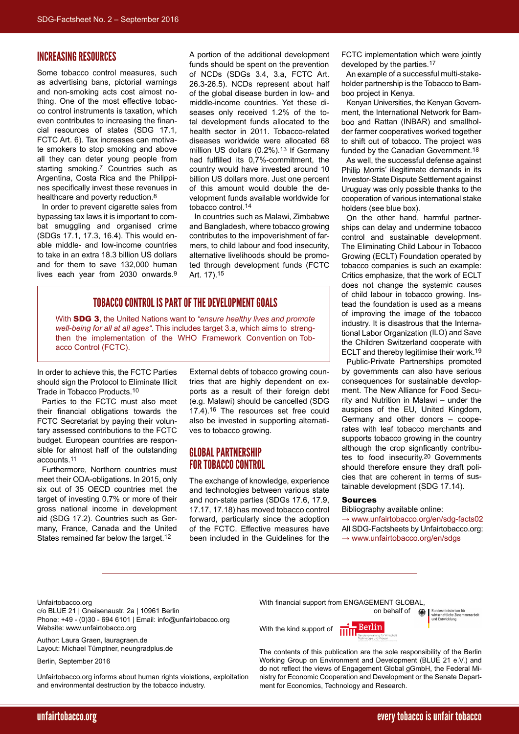## INCREASING RESOURCES

Some tobacco control measures, such as advertising bans, pictorial warnings and non-smoking acts cost almost nothing. One of the most effective tobacco control instruments is taxation, which even contributes to increasing the financial resources of states (SDG 17.1, FCTC Art. 6). Tax increases can motivate smokers to stop smoking and above all they can deter young people from starting smoking.[7] Countries such as Argentina, Costa Rica and the Philippines specifically invest these revenues in healthcare and poverty reduction.[8]

In order to prevent cigarette sales from bypassing tax laws it is important to combat smuggling and organised crime (SDGs 17.1, 17.3, 16.4). This would enable middle- and low-income countries to take in an extra 18.3 billion US dollars and for them to save 132,000 human lives each year from 2030 onwards.[9]

A portion of the additional development funds should be spent on the prevention of NCDs (SDGs 3.4, 3.a, FCTC Art. 26.3-26.5). NCDs represent about half of the global disease burden in low- and middle-income countries. Yet these diseases only received 1.2% of the total development funds allocated to the health sector in 2011. Tobacco-related diseases worldwide were allocated 68 million US dollars (0.2%).[13] If Germany had fulfilled its 0,7%-commitment, the country would have invested around 10 billion US dollars more. Just one percent of this amount would double the development funds available worldwide for tobacco control.[14]

In countries such as Malawi, Zimbabwe and Bangladesh, where tobacco growing contributes to the impoverishment of farmers, to child labour and food insecurity, alternative livelihoods should be promoted through development funds (FCTC Art. 17).[15]

### TOBACCO CONTROL IS PART OF THE DEVELOPMENT GOALS

With **SDG 3**, the United Nations want to *"ensure healthy lives and promote well-being for all at all ages"*. This includes target 3.a, which aims to strengthen the implementation of the WHO Framework Convention on Tobacco Control (FCTC).

In order to achieve this, the FCTC Parties should sign the Protocol to Eliminate Illicit Trade in Tobacco Products.[10]

Parties to the FCTC must also meet their financial obligations towards the FCTC Secretariat by paying their voluntary assessed contributions to the FCTC budget. European countries are responsible for almost half of the outstanding accounts.[11]

Furthermore, Northern countries must meet their ODA-obligations. In 2015, only six out of 35 OECD countries met the target of investing 0.7% or more of their gross national income in development aid (SDG 17.2). Countries such as Germany, France, Canada and the United States remained far below the target.[12]

External debts of tobacco growing countries that are highly dependent on exports as a result of their foreign debt (e.g. Malawi) should be cancelled (SDG 17.4).[16] The resources set free could also be invested in supporting alternatives to tobacco growing.

## GLOBAL PARTNERSHIP FOR TOBACCO CONTROL

The exchange of knowledge, experience and technologies between various state and non-state parties (SDGs 17.6, 17.9, 17.17, 17.18) has moved tobacco control forward, particularly since the adoption of the FCTC. Effective measures have been included in the Guidelines for the FCTC implementation which were jointly developed by the parties.[17]

An example of a successful multi-stakeholder partnership is the Tobacco to Bamboo project in Kenya.

Kenyan Universities, the Kenyan Government, the International Network for Bamboo and Rattan (INBAR) and smallholder farmer cooperatives worked together to shift out of tobacco. The project was funded by the Canadian Government.[18]

As well, the successful defense against Philip Morris' illegitimate demands in its Investor-State Dispute Settlement against Uruguay was only possible thanks to the cooperation of various international stake holders (see blue box).

On the other hand, harmful partnerships can delay and undermine tobacco control and sustainable development. The Eliminating Child Labour in Tobacco Growing (ECLT) Foundation operated by tobacco companies is such an example: Critics emphasize, that the work of ECLT does not change the systemic causes of child labour in tobacco growing. Instead the foundation is used as a means of improving the image of the tobacco industry. It is disastrous that the International Labor Organization (ILO) and Save the Children Switzerland cooperate with ECLT and thereby legitimise their work.[19]

Public-Private Partnerships promoted by governments can also have serious consequences for sustainable development. The New Alliance for Food Security and Nutrition in Malawi – under the auspices of the EU, United Kingdom, Germany and other donors – cooperates with leaf tobacco merchants and supports tobacco growing in the country although the crop signficantly contributes to food insecurity.[20] Governments should therefore ensure they draft policies that are coherent in terms of sustainable development (SDG 17.14).

### Sources

Bibliography available online:
→ www.unfairtobacco.org/en/sdg-facts02
All SDG-Factsheets by Unfairtobacco.org:
→ www.unfairtobacco.org/en/sdgs

---

Unfairtobacco.org
c/o BLUE 21 | Gneisenaustr. 2a | 10961 Berlin
Phone: +49 - (0)30 - 694 6101 | Email: info@unfairtobacco.org
Website: www.unfairtobacco.org

Author: Laura Graen, lauragraen.de
Layout: Michael Tümptner, neungradplus.de

Berlin, September 2016

Unfairtobacco.org informs about human rights violations, exploitation and environmental destruction by the tobacco industry.

With financial support from ENGAGEMENT GLOBAL, on behalf of Bundesministerium für wirtschaftliche Zusammenarbeit und Entwicklung

With the kind support of Berlin Senatsverwaltung für Wirtschaft, Technologie und Forschung

The contents of this publication are the sole responsibility of the Berlin Working Group on Environment and Development (BLUE 21 e.V.) and do not reflect the views of Engagement Global gGmbH, the Federal Ministry for Economic Cooperation and Development or the Senate Department for Economics, Technology and Research.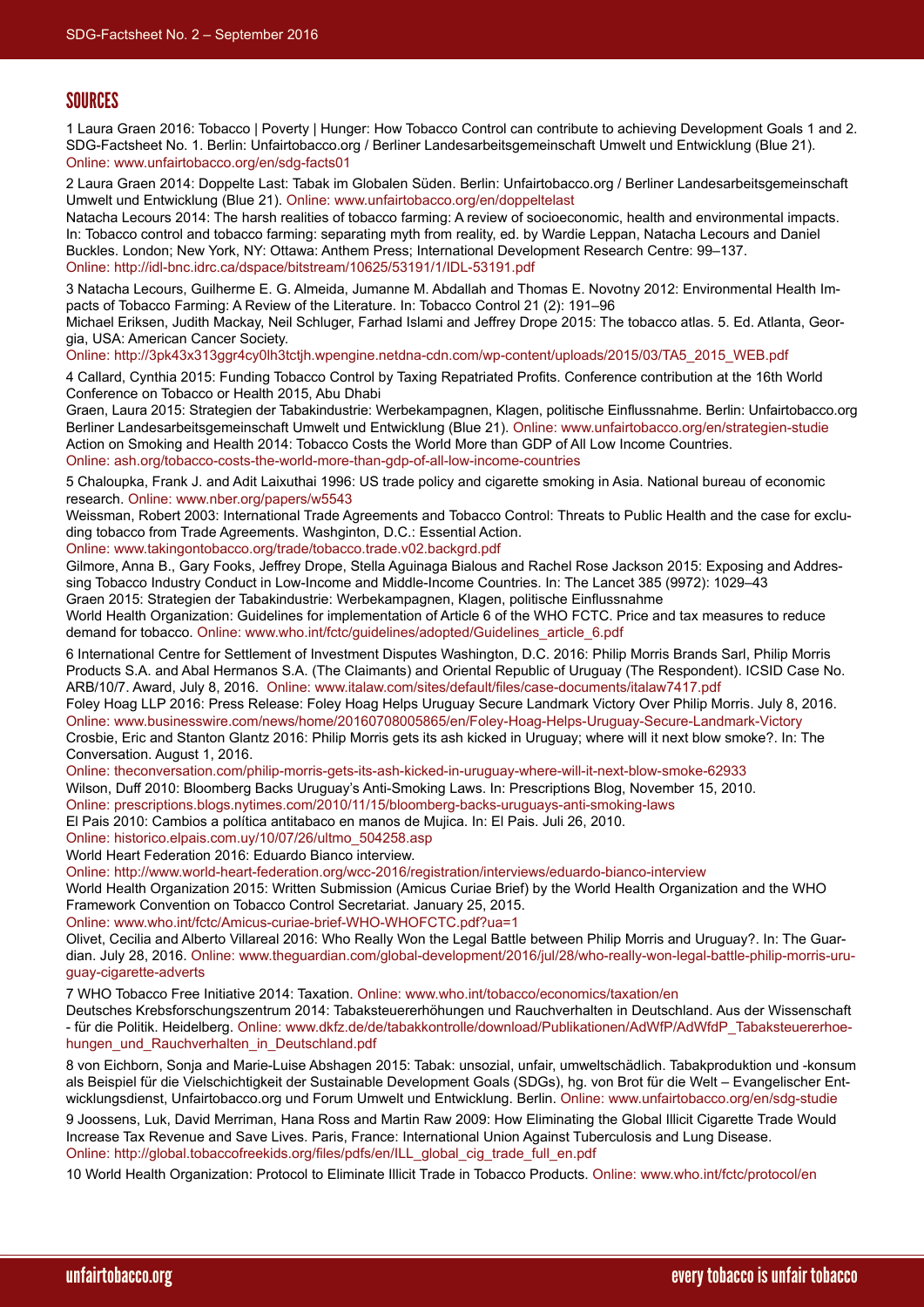## SOURCES

1 Laura Graen 2016: Tobacco | Poverty | Hunger: How Tobacco Control can contribute to achieving Development Goals 1 and 2. SDG-Factsheet No. 1. Berlin: Unfairtobacco.org / Berliner Landesarbeitsgemeinschaft Umwelt und Entwicklung (Blue 21). Online: www.unfairtobacco.org/en/sdg-facts01

2 Laura Graen 2014: Doppelte Last: Tabak im Globalen Süden. Berlin: Unfairtobacco.org / Berliner Landesarbeitsgemeinschaft Umwelt und Entwicklung (Blue 21). Online: www.unfairtobacco.org/en/doppeltelast

Natacha Lecours 2014: The harsh realities of tobacco farming: A review of socioeconomic, health and environmental impacts. In: Tobacco control and tobacco farming: separating myth from reality, ed. by Wardie Leppan, Natacha Lecours and Daniel Buckles. London; New York, NY: Ottawa: Anthem Press; International Development Research Centre: 99–137. Online: http://idl-bnc.idrc.ca/dspace/bitstream/10625/53191/1/IDL-53191.pdf

3 Natacha Lecours, Guilherme E. G. Almeida, Jumanne M. Abdallah and Thomas E. Novotny 2012: Environmental Health Impacts of Tobacco Farming: A Review of the Literature. In: Tobacco Control 21 (2): 191–96

Michael Eriksen, Judith Mackay, Neil Schluger, Farhad Islami and Jeffrey Drope 2015: The tobacco atlas. 5. Ed. Atlanta, Georgia, USA: American Cancer Society. Online: http://3pk43x313ggr4cy0lh3tctjh.wpengine.netdna-cdn.com/wp-content/uploads/2015/03/TA5_2015_WEB.pdf

4 Callard, Cynthia 2015: Funding Tobacco Control by Taxing Repatriated Profits. Conference contribution at the 16th World Conference on Tobacco or Health 2015, Abu Dhabi

Graen, Laura 2015: Strategien der Tabakindustrie: Werbekampagnen, Klagen, politische Einflussnahme. Berlin: Unfairtobacco.org Berliner Landesarbeitsgemeinschaft Umwelt und Entwicklung (Blue 21). Online: www.unfairtobacco.org/en/strategien-studie

Action on Smoking and Health 2014: Tobacco Costs the World More than GDP of All Low Income Countries. Online: ash.org/tobacco-costs-the-world-more-than-gdp-of-all-low-income-countries

5 Chaloupka, Frank J. and Adit Laixuthai 1996: US trade policy and cigarette smoking in Asia. National bureau of economic research. Online: www.nber.org/papers/w5543

Weissman, Robert 2003: International Trade Agreements and Tobacco Control: Threats to Public Health and the case for excluding tobacco from Trade Agreements. Washginton, D.C.: Essential Action. Online: www.takingontobacco.org/trade/tobacco.trade.v02.backgrd.pdf

Gilmore, Anna B., Gary Fooks, Jeffrey Drope, Stella Aguinaga Bialous and Rachel Rose Jackson 2015: Exposing and Addressing Tobacco Industry Conduct in Low-Income and Middle-Income Countries. In: The Lancet 385 (9972): 1029–43

Graen 2015: Strategien der Tabakindustrie: Werbekampagnen, Klagen, politische Einflussnahme

World Health Organization: Guidelines for implementation of Article 6 of the WHO FCTC. Price and tax measures to reduce demand for tobacco. Online: www.who.int/fctc/guidelines/adopted/Guidelines_article_6.pdf

6 International Centre for Settlement of Investment Disputes Washington, D.C. 2016: Philip Morris Brands Sarl, Philip Morris Products S.A. and Abal Hermanos S.A. (The Claimants) and Oriental Republic of Uruguay (The Respondent). ICSID Case No. ARB/10/7. Award, July 8, 2016. Online: www.italaw.com/sites/default/files/case-documents/italaw7417.pdf

Foley Hoag LLP 2016: Press Release: Foley Hoag Helps Uruguay Secure Landmark Victory Over Philip Morris. July 8, 2016. Online: www.businesswire.com/news/home/20160708005865/en/Foley-Hoag-Helps-Uruguay-Secure-Landmark-Victory

Crosbie, Eric and Stanton Glantz 2016: Philip Morris gets its ash kicked in Uruguay; where will it next blow smoke?. In: The Conversation. August 1, 2016. Online: theconversation.com/philip-morris-gets-its-ash-kicked-in-uruguay-where-will-it-next-blow-smoke-62933

Wilson, Duff 2010: Bloomberg Backs Uruguay's Anti-Smoking Laws. In: Prescriptions Blog, November 15, 2010. Online: prescriptions.blogs.nytimes.com/2010/11/15/bloomberg-backs-uruguays-anti-smoking-laws

El Pais 2010: Cambios a política antitabaco en manos de Mujica. In: El País. Juli 26, 2010. Online: historico.elpais.com.uy/10/07/26/ultmo_504258.asp

World Heart Federation 2016: Eduardo Bianco interview. Online: http://www.world-heart-federation.org/wcc-2016/registration/interviews/eduardo-bianco-interview

World Health Organization 2015: Written Submission (Amicus Curiae Brief) by the World Health Organization and the WHO Framework Convention on Tobacco Control Secretariat. January 25, 2015. Online: www.who.int/fctc/Amicus-curiae-brief-WHO-WHOFCTC.pdf?ua=1

Olivet, Cecilia and Alberto Villareal 2016: Who Really Won the Legal Battle between Philip Morris and Uruguay?. In: The Guardian. July 28, 2016. Online: www.theguardian.com/global-development/2016/jul/28/who-really-won-legal-battle-philip-morris-uruguay-cigarette-adverts

7 WHO Tobacco Free Initiative 2014: Taxation. Online: www.who.int/tobacco/economics/taxation/en

Deutsches Krebsforschungszentrum 2014: Tabaksteuererhöhungen und Rauchverhalten in Deutschland. Aus der Wissenschaft - für die Politik. Heidelberg. Online: www.dkfz.de/de/tabakkontrolle/download/Publikationen/AdWfP/AdWfdP_Tabaksteuererhoehungen_und_Rauchverhalten_in_Deutschland.pdf

8 von Eichborn, Sonja and Marie-Luise Abshagen 2015: Tabak: unsozial, unfair, umweltschädlich. Tabakproduktion und -konsum als Beispiel für die Vielschichtigkeit der Sustainable Development Goals (SDGs), hg. von Brot für die Welt – Evangelischer Entwicklungsdienst, Unfairtobacco.org und Forum Umwelt und Entwicklung. Berlin. Online: www.unfairtobacco.org/en/sdg-studie

9 Joossens, Luk, David Merriman, Hana Ross and Martin Raw 2009: How Eliminating the Global Illicit Cigarette Trade Would Increase Tax Revenue and Save Lives. Paris, France: International Union Against Tuberculosis and Lung Disease. Online: http://global.tobaccofreekids.org/files/pdfs/en/ILL_global_cig_trade_full_en.pdf

10 World Health Organization: Protocol to Eliminate Illicit Trade in Tobacco Products. Online: www.who.int/fctc/protocol/en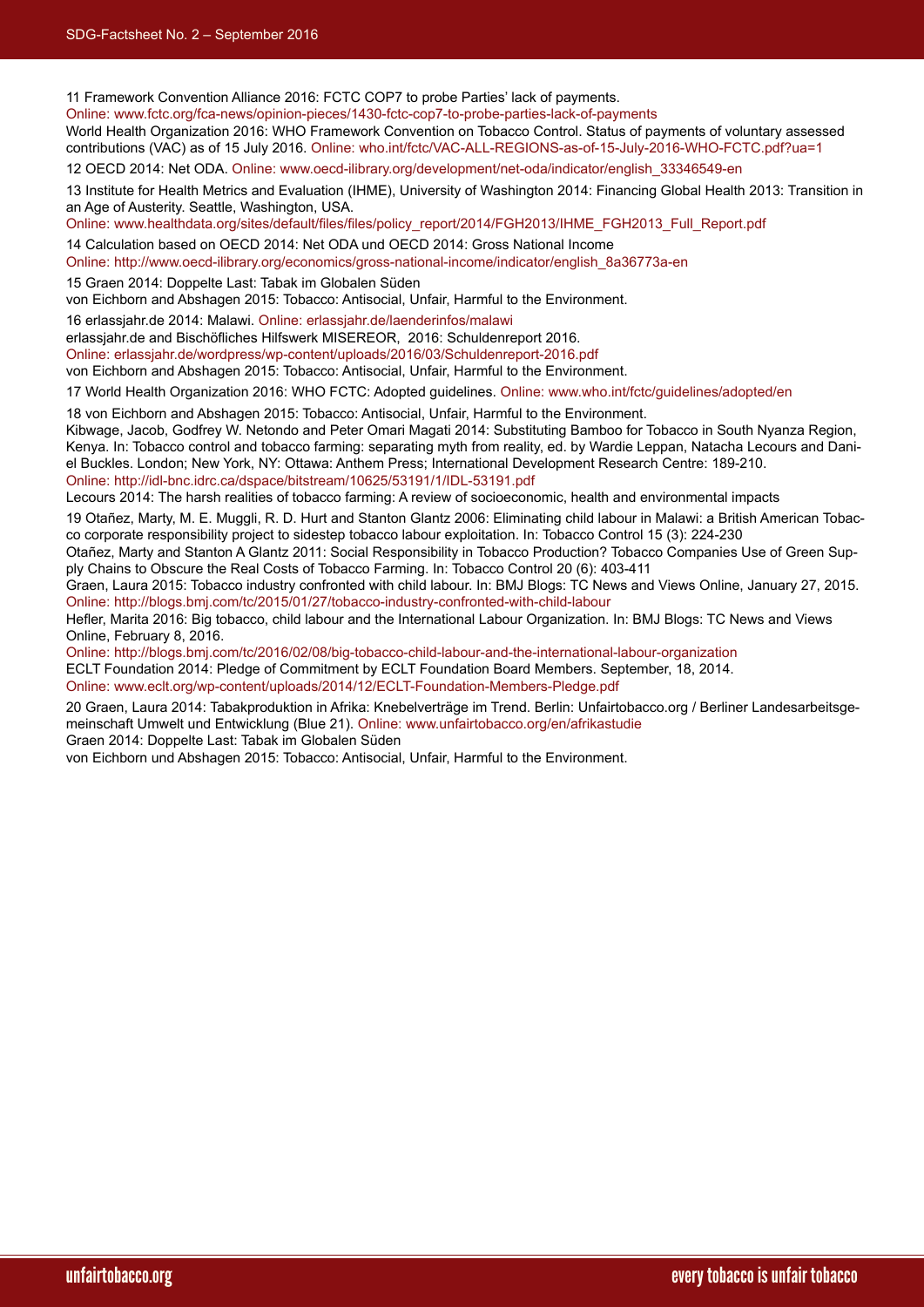11 Framework Convention Alliance 2016: FCTC COP7 to probe Parties' lack of payments.
Online: www.fctc.org/fca-news/opinion-pieces/1430-fctc-cop7-to-probe-parties-lack-of-payments
World Health Organization 2016: WHO Framework Convention on Tobacco Control. Status of payments of voluntary assessed contributions (VAC) as of 15 July 2016. Online: who.int/fctc/VAC-ALL-REGIONS-as-of-15-July-2016-WHO-FCTC.pdf?ua=1

12 OECD 2014: Net ODA. Online: www.oecd-ilibrary.org/development/net-oda/indicator/english_33346549-en

13 Institute for Health Metrics and Evaluation (IHME), University of Washington 2014: Financing Global Health 2013: Transition in an Age of Austerity. Seattle, Washington, USA.
Online: www.healthdata.org/sites/default/files/files/policy_report/2014/FGH2013/IHME_FGH2013_Full_Report.pdf

14 Calculation based on OECD 2014: Net ODA und OECD 2014: Gross National Income
Online: http://www.oecd-ilibrary.org/economics/gross-national-income/indicator/english_8a36773a-en

15 Graen 2014: Doppelte Last: Tabak im Globalen Süden
von Eichborn and Abshagen 2015: Tobacco: Antisocial, Unfair, Harmful to the Environment.

16 erlassjahr.de 2014: Malawi. Online: erlassjahr.de/laenderinfos/malawi
erlassjahr.de and Bischöfliches Hilfswerk MISEREOR, 2016: Schuldenreport 2016.
Online: erlassjahr.de/wordpress/wp-content/uploads/2016/03/Schuldenreport-2016.pdf
von Eichborn and Abshagen 2015: Tobacco: Antisocial, Unfair, Harmful to the Environment.

17 World Health Organization 2016: WHO FCTC: Adopted guidelines. Online: www.who.int/fctc/guidelines/adopted/en

18 von Eichborn and Abshagen 2015: Tobacco: Antisocial, Unfair, Harmful to the Environment.
Kibwage, Jacob, Godfrey W. Netondo and Peter Omari Magati 2014: Substituting Bamboo for Tobacco in South Nyanza Region, Kenya. In: Tobacco control and tobacco farming: separating myth from reality, ed. by Wardie Leppan, Natacha Lecours and Daniel Buckles. London; New York, NY: Ottawa: Anthem Press; International Development Research Centre: 189-210.
Online: http://idl-bnc.idrc.ca/dspace/bitstream/10625/53191/1/IDL-53191.pdf
Lecours 2014: The harsh realities of tobacco farming: A review of socioeconomic, health and environmental impacts

19 Otañez, Marty, M. E. Muggli, R. D. Hurt and Stanton Glantz 2006: Eliminating child labour in Malawi: a British American Tobacco corporate responsibility project to sidestep tobacco labour exploitation. In: Tobacco Control 15 (3): 224-230
Otañez, Marty and Stanton A Glantz 2011: Social Responsibility in Tobacco Production? Tobacco Companies Use of Green Supply Chains to Obscure the Real Costs of Tobacco Farming. In: Tobacco Control 20 (6): 403-411
Graen, Laura 2015: Tobacco industry confronted with child labour. In: BMJ Blogs: TC News and Views Online, January 27, 2015.
Online: http://blogs.bmj.com/tc/2015/01/27/tobacco-industry-confronted-with-child-labour
Hefler, Marita 2016: Big tobacco, child labour and the International Labour Organization. In: BMJ Blogs: TC News and Views Online, February 8, 2016.
Online: http://blogs.bmj.com/tc/2016/02/08/big-tobacco-child-labour-and-the-international-labour-organization
ECLT Foundation 2014: Pledge of Commitment by ECLT Foundation Board Members. September, 18, 2014.
Online: www.eclt.org/wp-content/uploads/2014/12/ECLT-Foundation-Members-Pledge.pdf

20 Graen, Laura 2014: Tabakproduktion in Afrika: Knebelverträge im Trend. Berlin: Unfairtobacco.org / Berliner Landesarbeitsgemeinschaft Umwelt und Entwicklung (Blue 21). Online: www.unfairtobacco.org/en/afrikastudie
Graen 2014: Doppelte Last: Tabak im Globalen Süden
von Eichborn und Abshagen 2015: Tobacco: Antisocial, Unfair, Harmful to the Environment.